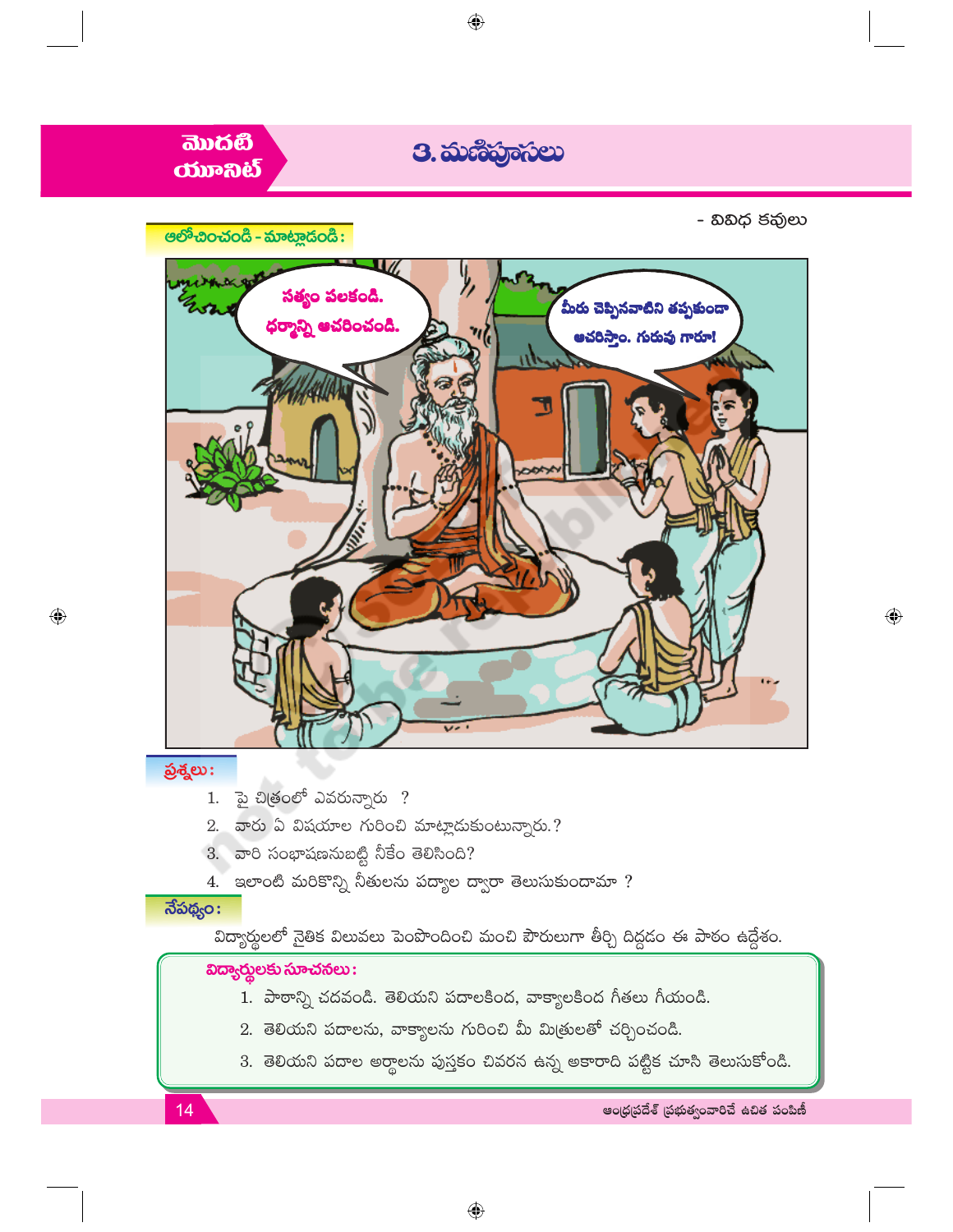మొదటి యూనిట్

# 3. మణిపూసలు

- వివిధ కవులు

## ఆలోచించండి - మాట్లాడండి :

సత్యం పలకండి. ధర్మాన్ని ఆచరించండి.

మీరు చెప్పినవాటిని తప్పకుండా ఆచరిస్తాం. గురువు గారూ!

## ప్రశ్నలు :

1. పై చిత్రంలో ఎవరున్నారు ?
2. వారు ఏ విషయాల గురించి మాట్లాడుకుంటున్నారు.?
3. వారి సంభాషణనుబట్టి నీకేం తెలిసింది?
4. ఇలాంటి మరికొన్ని నీతులను పద్యాల ద్వారా తెలుసుకుందామా ?

## నేపథ్యం :

విద్యార్థులలో నైతిక విలువలు పెంపొందించి మంచి పౌరులుగా తీర్చి దిద్దడం ఈ పాఠం ఉద్దేశం.

**విద్యార్థులకు సూచనలు :**

1. పాఠాన్ని చదవండి. తెలియని పదాలకింద, వాక్యాలకింద గీతలు గీయండి.
2. తెలియని పదాలను, వాక్యాలను గురించి మీ మిత్రులతో చర్చించండి.
3. తెలియని పదాల అర్థాలను పుస్తకం చివరన ఉన్న అకారాది పట్టిక చూసి తెలుసుకోండి.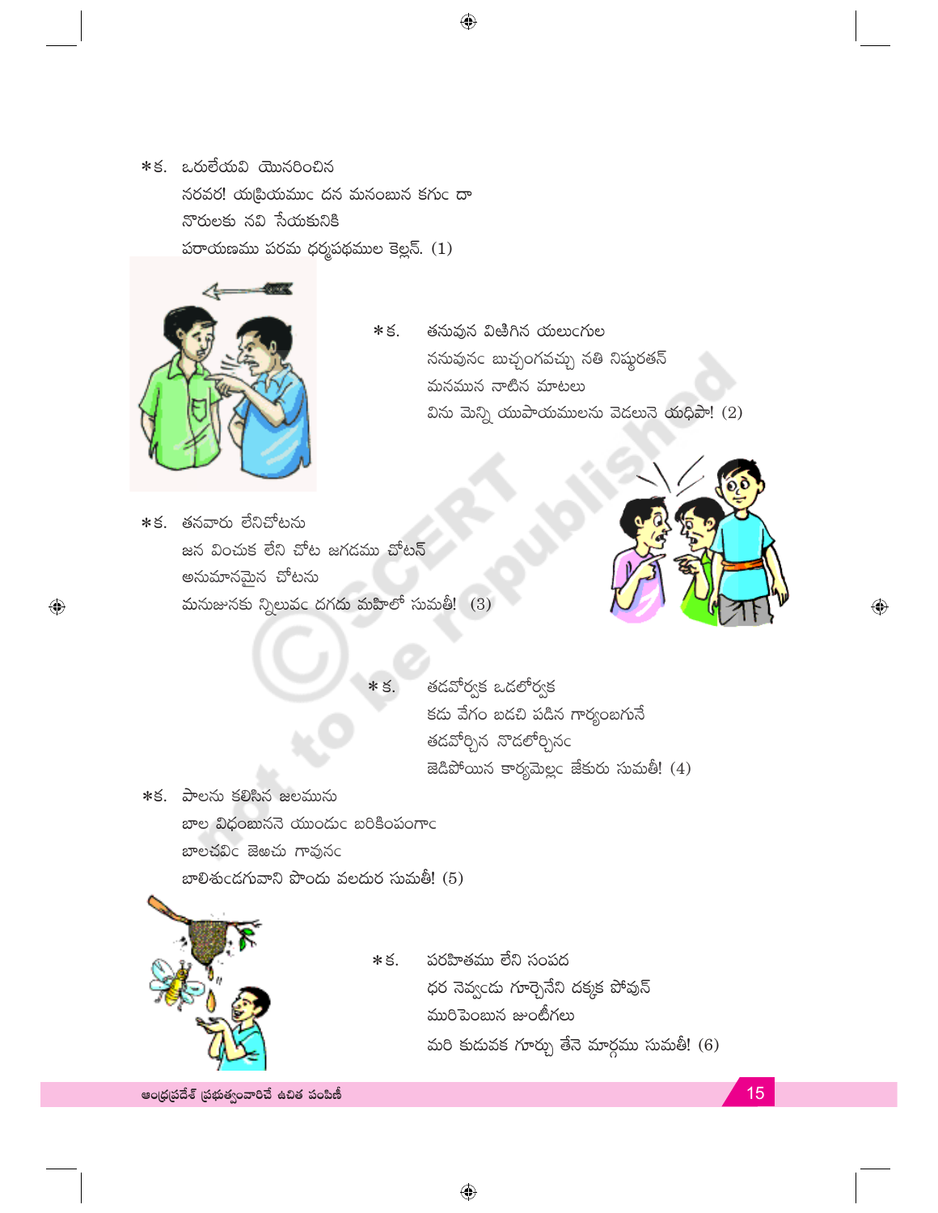\*క. ఒరులేయవి యొనరించిన
నరవర! యప్రియము దన మనంబున కగు దా
నొరులకు నవి సేయకునికి
పరాయణము పరమ ధర్మపథముల కెల్లన్. (1)

\*క. తనువున విఱిగిన యలుఁగుల
ననువునఁ బుచ్చంగవచ్చు నతి నిష్ఠురతన్
మనమున నాటిన మాటలు
విను మెన్ని యుపాయములను వెడలునె యధిపా! (2)

\*క. తనవారు లేనిచోటను
జన వించుక లేని చోట జగడము చోటన్
అనుమానమైన చోటను
మనుజునకు న్నిలువఁ దగదు మహిలో సుమతీ! (3)

\* క. తడవోర్వక ఒడలోర్వక
కడు వేగం బడచి పడిన గార్యంబగునే
తడవోర్చిన నొడలోర్చినఁ
జెడిపోయిన కార్యమెల్లఁ జేకురు సుమతీ! (4)

\*క. పాలను కలిసిన జలమును
బాల విధంబుననె యుండుఁ బరికింపంగాఁ
బాలచవిఁ జెఱచు గావునఁ
బాలిశుఁడగువాని పొందు వలదుర సుమతీ! (5)

\*క. పరహితము లేని సంపద
ధర నెవ్వఁడు గూర్చెనేని దక్కక పోవున్
మురిపెంబున జుంటీగలు
మరి కుడువక గూర్చు తేనె మార్గము సుమతీ! (6)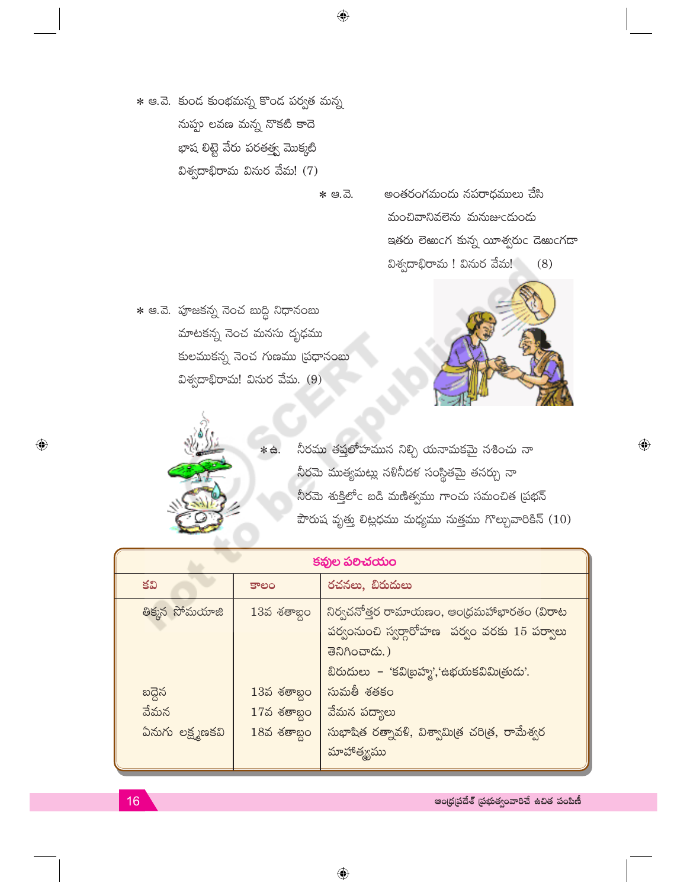\* ఆ.వె. కుండ కుంభమన్న కొండ పర్వత మన్న
నుప్పు లవణ మన్న నొకటి కాదె
భాష లిట్టె వేరు పరతత్త్వ మొక్కటి
విశ్వదాభిరామ వినుర వేమ! (7)

\* ఆ.వె. అంతరంగమందు నపరాధములు చేసి
మంచివానివలెను మనుజుఁడుండు
ఇతరు లెఱుఁగ కున్న యీశ్వరుఁ డెఱుఁగడా
విశ్వదాభిరామ ! వినుర వేమ! (8)

\* ఆ.వె. పూజకన్న నెంచ బుద్ధి నిధానంబు
మాటకన్న నెంచ మనసు దృఢము
కులముకన్న నెంచ గుణము ప్రధానంబు
విశ్వదాభిరామ! వినుర వేమ. (9)

\* ఉ. నీరము తప్తలోహమున నిల్చి యనామకమై నశించు నా
నీరమె ముత్యమట్లు నళినీదళ సంస్థితమై తనర్చు నా
నీరమె శుక్తిలోఁ బడి మణిత్వము గాంచు సమంచిత ప్రభన్
పౌరుష వృత్తు లిట్లధమ మధ్యము నుత్తము గొల్చువారికిన్ (10)

| కవుల పరిచయం | | |
|---|---|---|
| కవి | కాలం | రచనలు, బిరుదులు |
| తిక్కన సోమయాజి | 13వ శతాబ్దం | నిర్వచనోత్తర రామాయణం, ఆంధ్రమహాభారతం (విరాట పర్వంనుంచి స్వర్గారోహణ పర్వం వరకు 15 పర్వాలు తెనిగించాడు.) బిరుదులు - 'కవిబ్రహ్మ','ఉభయకవిమిత్రుడు'. |
| బద్దెన | 13వ శతాబ్దం | సుమతీ శతకం |
| వేమన | 17వ శతాబ్దం | వేమన పద్యాలు |
| ఏనుగు లక్ష్మణకవి | 18వ శతాబ్దం | సుభాషిత రత్నావళి, విశ్వామిత్ర చరిత్ర, రామేశ్వర మాహాత్మ్యము |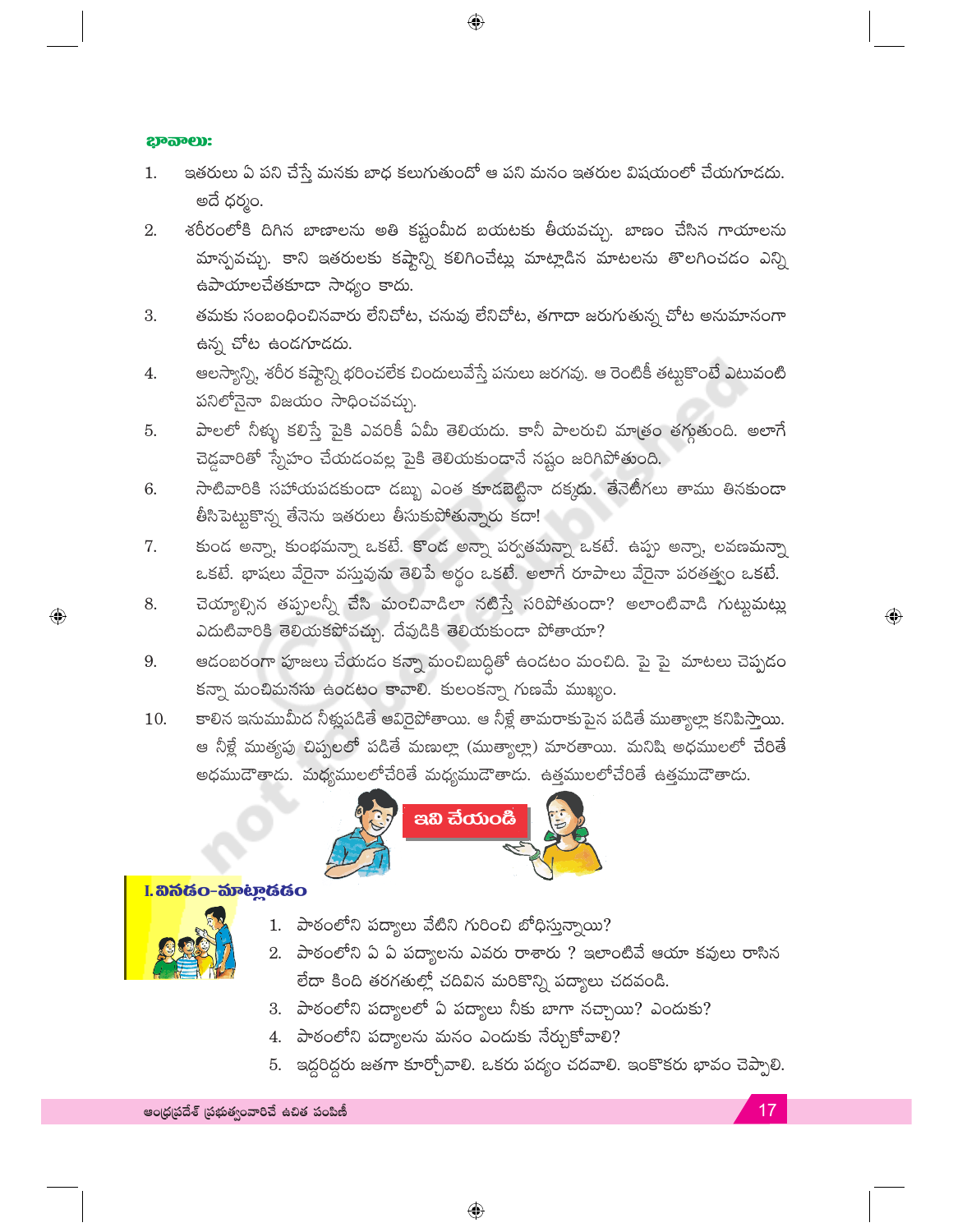**భావాలు:**

1. ఇతరులు ఏ పని చేస్తే మనకు బాధ కలుగుతుందో ఆ పని మనం ఇతరుల విషయంలో చేయగూడదు. అదే ధర్మం.
2. శరీరంలోకి దిగిన బాణాలను అతి కష్టంమీద బయటకు తీయవచ్చు. బాణం చేసిన గాయాలను మాన్పవచ్చు. కాని ఇతరులకు కష్టాన్ని కలిగించేట్లు మాట్లాడిన మాటలను తొలగించడం ఎన్ని ఉపాయాలచేతకూడా సాధ్యం కాదు.
3. తమకు సంబంధించినవారు లేనిచోట, చనువు లేనిచోట, తగాదా జరుగుతున్న చోట అనుమానంగా ఉన్న చోట ఉండగూడదు.
4. ఆలస్యాన్ని, శరీర కష్టాన్ని భరించలేక చిందులువేస్తే పనులు జరగవు. ఆ రెంటికీ తట్టుకొంటే ఎటువంటి పనిలోనైనా విజయం సాధించవచ్చు.
5. పాలలో నీళ్ళు కలిస్తే పైకి ఎవరికీ ఏమీ తెలియదు. కానీ పాలరుచి మాత్రం తగ్గుతుంది. అలాగే చెడ్డవారితో స్నేహం చేయడంవల్ల పైకి తెలియకుండానే నష్టం జరిగిపోతుంది.
6. సాటివారికి సహాయపడకుండా డబ్బు ఎంత కూడబెట్టినా దక్కదు. తేనెటీగలు తాము తినకుండా తీసిపెట్టుకొన్న తేనెను ఇతరులు తీసుకుపోతున్నారు కదా!
7. కుండ అన్నా, కుంభమన్నా ఒకటే. కొండ అన్నా పర్వతమన్నా ఒకటే. ఉప్పు అన్నా, లవణమన్నా ఒకటే. భాషలు వేరైనా వస్తువును తెలిపే అర్థం ఒకటే. అలాగే రూపాలు వేరైనా పరతత్వం ఒకటే.
8. చెయ్యాల్సిన తప్పులన్నీ చేసి మంచివాడిలా నటిస్తే సరిపోతుందా? అలాంటివాడి గుట్టుమట్లు ఎదుటివారికి తెలియకపోవచ్చు. దేవుడికి తెలియకుండా పోతాయా?
9. ఆడంబరంగా పూజలు చేయడం కన్నా మంచిబుద్ధితో ఉండటం మంచిది. పై పై మాటలు చెప్పడం కన్నా మంచిమనసు ఉండటం కావాలి. కులంకన్నా గుణమే ముఖ్యం.
10. కాలిన ఇనుముమీద నీళ్లుపడితే ఆవిరైపోతాయి. ఆ నీళ్లే తామరాకుపైన పడితే ముత్యాల్లా కనిపిస్తాయి. ఆ నీళ్లే ముత్యపు చిప్పలలో పడితే మణుల్లా (ముత్యాల్లా) మారతాయి. మనిషి అధములలో చేరితే అధముడౌతాడు. మధ్యములలోచేరితే మధ్యముడౌతాడు. ఉత్తములలోచేరితే ఉత్తముడౌతాడు.

**ఇవి చేయండి**

## I. వినడం-మాట్లాడడం

1. పాఠంలోని పద్యాలు వేటిని గురించి బోధిస్తున్నాయి?
2. పాఠంలోని ఏ ఏ పద్యాలను ఎవరు రాశారు ? ఇలాంటివే ఆయా కవులు రాసిన లేదా కింది తరగతుల్లో చదివిన మరికొన్ని పద్యాలు చదవండి.
3. పాఠంలోని పద్యాలలో ఏ పద్యాలు నీకు బాగా నచ్చాయి? ఎందుకు?
4. పాఠంలోని పద్యాలను మనం ఎందుకు నేర్చుకోవాలి?
5. ఇద్దరిద్దరు జతగా కూర్చోవాలి. ఒకరు పద్యం చదవాలి. ఇంకొకరు భావం చెప్పాలి.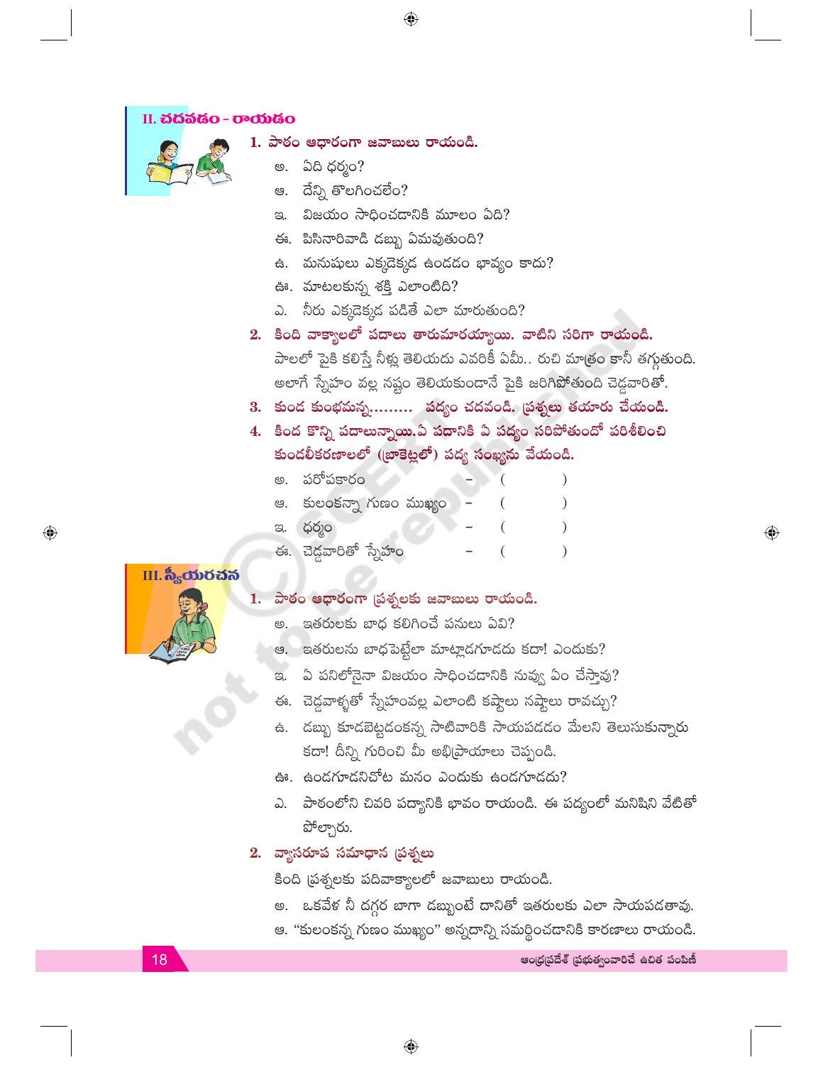## II. చదవడం - రాయడం

**1. పాఠం ఆధారంగా జవాబులు రాయండి.**

అ. ఏది ధర్మం?

ఆ. దేన్ని తొలగించలేం?

ఇ. విజయం సాధించడానికి మూలం ఏది?

ఈ. పిసినారివాడి డబ్బు ఏమవుతుంది?

ఉ. మనుషులు ఎక్కడెక్కడ ఉండడం భావ్యం కాదు?

ఊ. మాటలకున్న శక్తి ఎలాంటిది?

ఎ. నీరు ఎక్కడెక్కడ పడితే ఎలా మారుతుంది?

**2. కింది వాక్యాలలో పదాలు తారుమారయ్యాయి. వాటిని సరిగా రాయండి.**

పాలలో పైకి కలిస్తే నీళ్ల తెలియదు ఎవరికీ ఏమీ.. రుచి మాత్రం కానీ తగ్గుతుంది.
అలాగే స్నేహం వల్ల నష్టం తెలియకుండానే పైకి జరిగిపోతుంది చెడ్డవారితో.

**3. కుండ కుంభమన్న......... పద్యం చదవండి. ప్రశ్నలు తయారు చేయండి.**

**4. కింద కొన్ని పదాలున్నాయి.ఏ పదానికి ఏ పద్యం సరిపోతుందో పరిశీలించి కుండలీకరణాలలో (బ్రాకెట్లలో) పద్య సంఖ్యను వేయండి.**

అ. పరోపకారం – (   )

ఆ. కులంకన్నా గుణం ముఖ్యం – (   )

ఇ. ధర్మం – (   )

ఈ. చెడ్డవారితో స్నేహం – (   )

## III. స్వీయరచన

**1. పాఠం ఆధారంగా ప్రశ్నలకు జవాబులు రాయండి.**

అ. ఇతరులకు బాధ కలిగించే పనులు ఏవి?

ఆ. ఇతరులను బాధపెట్టేలా మాట్లాడగూడదు కదా! ఎందుకు?

ఇ. ఏ పనిలోనైనా విజయం సాధించడానికి నువ్వు ఏం చేస్తావు?

ఈ. చెడ్డవాళ్ళతో స్నేహంవల్ల ఎలాంటి కష్టాలు నష్టాలు రావచ్చు?

ఉ. డబ్బు కూడబెట్టడంకన్న సాటివారికి సాయపడడం మేలని తెలుసుకున్నారు కదా! దీన్ని గురించి మీ అభిప్రాయాలు చెప్పండి.

ఊ. ఉండగూడనిచోట మనం ఎందుకు ఉండగూడదు?

ఎ. పాఠంలోని చివరి పద్యానికి భావం రాయండి. ఈ పద్యంలో మనిషిని వేటితో పోల్చారు.

**2. వ్యాసరూప సమాధాన ప్రశ్నలు**

కింది ప్రశ్నలకు పదివాక్యాలలో జవాబులు రాయండి.

అ. ఒకవేళ నీ దగ్గర బాగా డబ్బుంటే దానితో ఇతరులకు ఎలా సాయపడతావు.

ఆ. "కులంకన్న గుణం ముఖ్యం" అన్నదాన్ని సమర్థించడానికి కారణాలు రాయండి.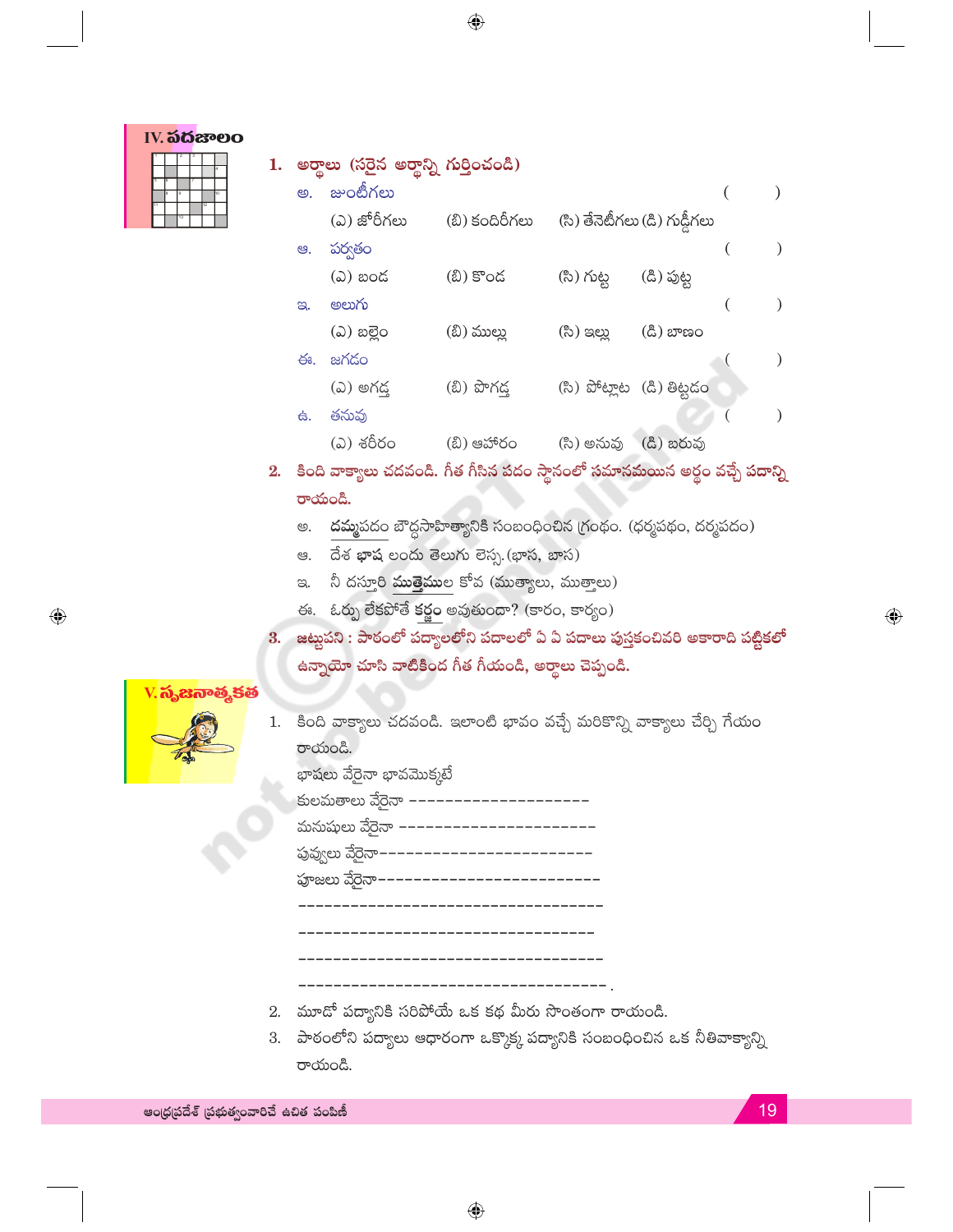## IV. పదజాలం

**1. అర్థాలు (సరైన అర్థాన్ని గుర్తించండి)**

అ. జుంటీగలు ( )

(ఎ) జోరీగలు (బి) కందిరీగలు (సి) తేనెటీగలు (డి) గుడ్డీగలు

ఆ. పర్వతం ( )

(ఎ) బండ (బి) కొండ (సి) గుట్ట (డి) పుట్ట

ఇ. అలుగు ( )

(ఎ) బల్లెం (బి) ముల్లు (సి) ఇల్లు (డి) బాణం

ఈ. జగడం ( )

(ఎ) అగడ్త (బి) పొగడ్త (సి) పోట్లాట (డి) తిట్టడం

ఉ. తనువు ( )

(ఎ) శరీరం (బి) ఆహారం (సి) అనువు (డి) బరువు

**2. కింది వాక్యాలు చదవండి. గీత గీసిన పదం స్థానంలో సమానమయిన అర్థం వచ్చే పదాన్ని రాయండి.**

అ. దమ్మపదం బౌద్ధసాహిత్యానికి సంబంధించిన గ్రంథం. (ధర్మపథం, దర్మపదం)

ఆ. దేశ **భాష** లందు తెలుగు లెస్స. (భాస, బాస)

ఇ. నీ దస్తూరి **ముత్తెముల** కోవ (ముత్యాలు, ముత్తాలు)

ఈ. ఓర్పు లేకపోతే **కర్జం** అవుతుందా? (కారం, కార్యం)

**3. జట్టుపని : పాఠంలో పద్యాలలోని పదాలలో ఏ ఏ పదాలు పుస్తకంచివరి అకారాది పట్టికలో ఉన్నాయో చూసి వాటికింద గీత గీయండి, అర్థాలు చెప్పండి.**

## V. సృజనాత్మకత

1. కింది వాక్యాలు చదవండి. ఇలాంటి భావం వచ్చే మరికొన్ని వాక్యాలు చేర్చి గేయం రాయండి.

భాషలు వేరైనా భావమొక్కటే

కులమతాలు వేరైనా --------------------

మనుషులు వేరైనా ----------------------

పువ్వులు వేరైనా-----------------------

పూజలు వేరైనా-------------------------

-----------------------------------

----------------------------------

-----------------------------------

-----------------------------------.

2. మూడో పద్యానికి సరిపోయే ఒక కథ మీరు సొంతంగా రాయండి.

3. పాఠంలోని పద్యాలు ఆధారంగా ఒక్కొక్క పద్యానికి సంబంధించిన ఒక నీతివాక్యాన్ని రాయండి.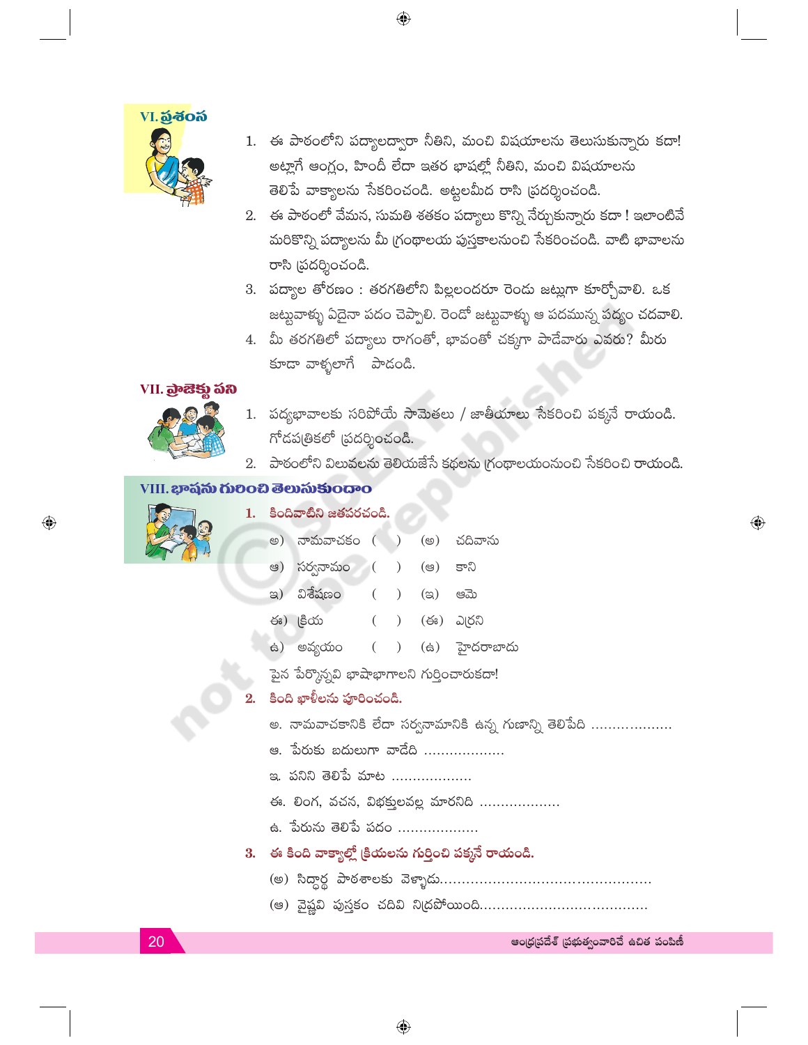## VI. ప్రశంస

1. ఈ పాఠంలోని పద్యాలద్వారా నీతిని, మంచి విషయాలను తెలుసుకున్నారు కదా! అట్లాగే ఆంగ్లం, హిందీ లేదా ఇతర భాషల్లో నీతిని, మంచి విషయాలను తెలిపే వాక్యాలను సేకరించండి. అట్టలమీద రాసి ప్రదర్శించండి.
2. ఈ పాఠంలో వేమన, సుమతి శతకం పద్యాలు కొన్ని నేర్చుకున్నారు కదా ! ఇలాంటివే మరికొన్ని పద్యాలను మీ గ్రంథాలయ పుస్తకాలనుంచి సేకరించండి. వాటి భావాలను రాసి ప్రదర్శించండి.
3. పద్యాల తోరణం : తరగతిలోని పిల్లలందరూ రెండు జట్లుగా కూర్చోవాలి. ఒక జట్టువాళ్ళు ఏదైనా పదం చెప్పాలి. రెండో జట్టువాళ్ళు ఆ పదమున్న పద్యం చదవాలి.
4. మీ తరగతిలో పద్యాలు రాగంతో, భావంతో చక్కగా పాడేవారు ఎవరు? మీరు కూడా వాళ్ళలాగే పాడండి.

## VII. ప్రాజెక్టు పని

1. పద్యభావాలకు సరిపోయే సామెతలు / జాతీయాలు సేకరించి పక్కనే రాయండి. గోడపత్రికలో ప్రదర్శించండి.
2. పాఠంలోని విలువలను తెలియజేసే కథలను గ్రంథాలయంనుంచి సేకరించి రాయండి.

## VIII. భాషను గురించి తెలుసుకుందాం

**1. కిందివాటిని జతపరచండి.**

| | | | | |
|---|---|---|---|---|
| అ) | నామవాచకం | ( ) | (అ) | చదివాను |
| ఆ) | సర్వనామం | ( ) | (ఆ) | కాని |
| ఇ) | విశేషణం | ( ) | (ఇ) | ఆమె |
| ఈ) | క్రియ | ( ) | (ఈ) | ఎర్రని |
| ఉ) | అవ్యయం | ( ) | (ఉ) | హైదరాబాదు |

పైన పేర్కొన్నవి భాషాభాగాలని గుర్తించారుకదా!

**2. కింది ఖాళీలను పూరించండి.**

అ. నామవాచకానికి లేదా సర్వనామానికి ఉన్న గుణాన్ని తెలిపేది ...................

ఆ. పేరుకు బదులుగా వాడేది ...................

ఇ. పనిని తెలిపే మాట ...................

ఈ. లింగ, వచన, విభక్తులవల్ల మారనిది ...................

ఉ. పేరును తెలిపే పదం ...................

**3. ఈ కింది వాక్యాల్లో క్రియలను గుర్తించి పక్కనే రాయండి.**

(అ) సిద్ధార్థ పాఠశాలకు వెళ్ళాడు...............................................

(ఆ) వైష్ణవి పుస్తకం చదివి నిద్రపోయింది......................................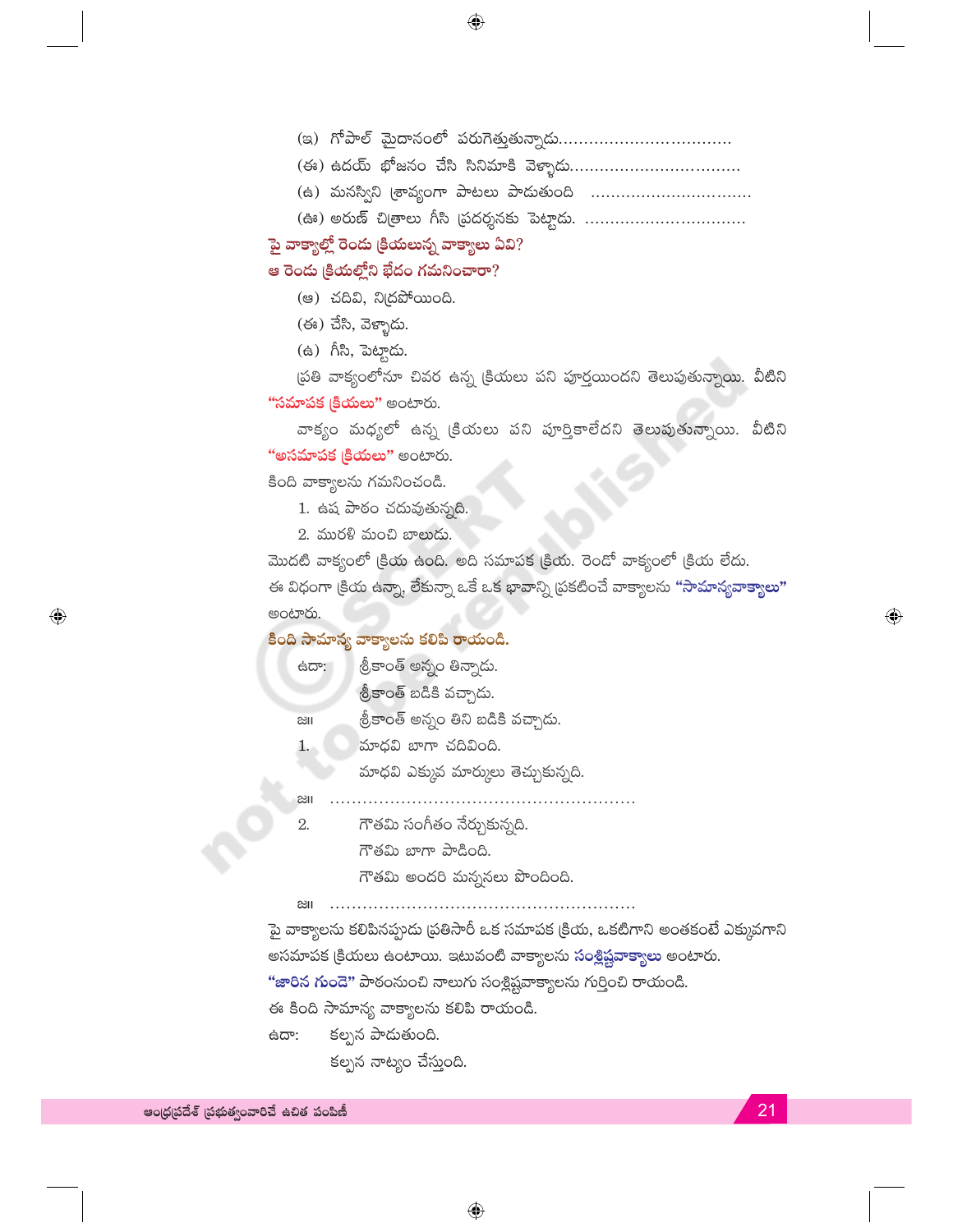(ఇ) గోపాల్ మైదానంలో పరుగెత్తుతున్నాడు..................................

(ఈ) ఉదయ్ భోజనం చేసి సినిమాకి వెళ్ళాడు..................................

(ఉ) మనస్విని శ్రావ్యంగా పాటలు పాడుతుంది ..................................

(ఊ) అరుణ్ చిత్రాలు గీసి ప్రదర్శనకు పెట్టాడు. ..................................

**పై వాక్యాల్లో రెండు క్రియలున్న వాక్యాలు ఏవి?**

**ఆ రెండు క్రియల్లోని భేదం గమనించారా?**

(ఆ) చదివి, నిద్రపోయింది.

(ఈ) చేసి, వెళ్ళాడు.

(ఉ) గీసి, పెట్టాడు.

ప్రతి వాక్యంలోనూ చివర ఉన్న క్రియలు పని పూర్తయిందని తెలుపుతున్నాయి. వీటిని **"సమాపక క్రియలు"** అంటారు.

వాక్యం మధ్యలో ఉన్న క్రియలు పని పూర్తికాలేదని తెలుపుతున్నాయి. వీటిని **"అసమాపక క్రియలు"** అంటారు.

కింది వాక్యాలను గమనించండి.

1. ఉష పాఠం చదువుతున్నది.
2. మురళి మంచి బాలుడు.

మొదటి వాక్యంలో క్రియ ఉంది. అది సమాపక క్రియ. రెండో వాక్యంలో క్రియ లేదు.

ఈ విధంగా క్రియ ఉన్నా, లేకున్నా ఒకే ఒక భావాన్ని ప్రకటించే వాక్యాలను **"సామాన్యవాక్యాలు"** అంటారు.

**కింది సామాన్య వాక్యాలను కలిపి రాయండి.**

ఉదా: శ్రీకాంత్ అన్నం తిన్నాడు.
శ్రీకాంత్ బడికి వచ్చాడు.

జ॥ శ్రీకాంత్ అన్నం తిని బడికి వచ్చాడు.

1. మాధవి బాగా చదివింది.
మాధవి ఎక్కువ మార్కులు తెచ్చుకున్నది.

జ॥ ........................................................

2. గౌతమి సంగీతం నేర్చుకున్నది.
గౌతమి బాగా పాడింది.
గౌతమి అందరి మన్ననలు పొందింది.

జ॥ ........................................................

పై వాక్యాలను కలిపినప్పుడు ప్రతిసారీ ఒక సమాపక క్రియ, ఒకటిగాని అంతకంటే ఎక్కువగాని అసమాపక క్రియలు ఉంటాయి. ఇటువంటి వాక్యాలను **సంశ్లిష్టవాక్యాలు** అంటారు.

**"జారిన గుండె"** పాఠంనుంచి నాలుగు సంశ్లిష్టవాక్యాలను గుర్తించి రాయండి.

ఈ కింది సామాన్య వాక్యాలను కలిపి రాయండి.

ఉదా: కల్పన పాడుతుంది.
కల్పన నాట్యం చేస్తుంది.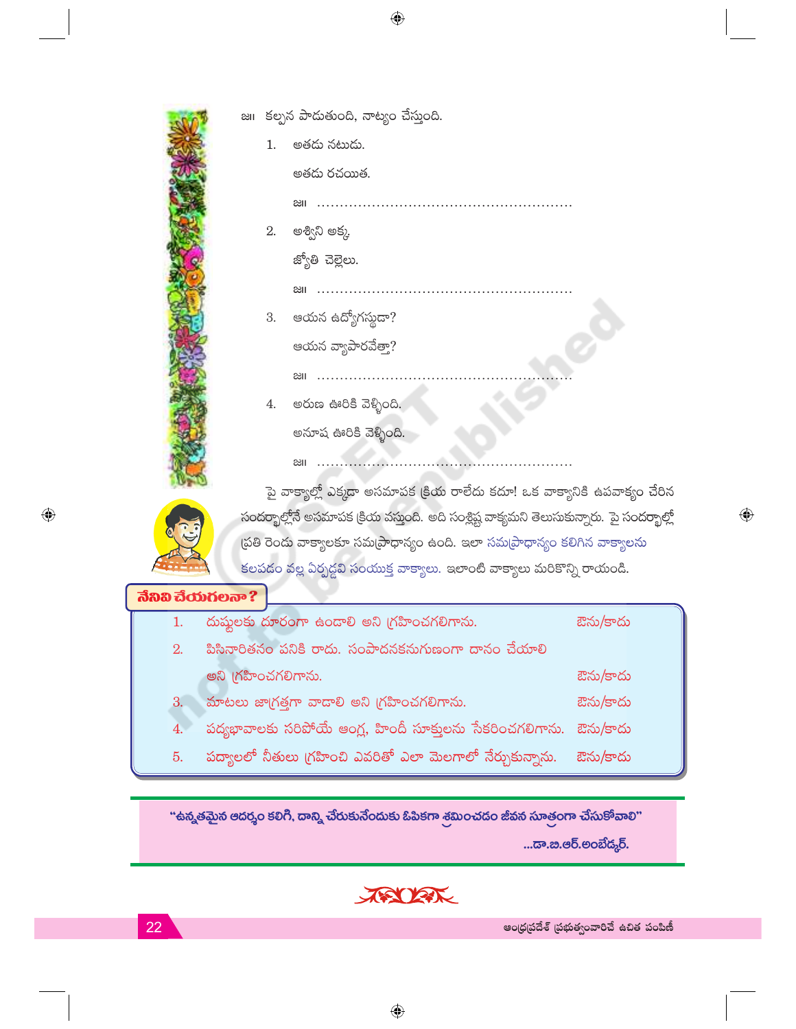జ॥ కల్పన పాడుతుంది, నాట్యం చేస్తుంది.

1. అతడు నటుడు.

   అతడు రచయిత.

   జ॥ ......................................................

2. అశ్విని అక్క

   జ్యోతి చెల్లెలు.

   జ॥ ......................................................

3. ఆయన ఉద్యోగస్థుడా?

   ఆయన వ్యాపారవేత్తా?

   జ॥ ......................................................

4. అరుణ ఊరికి వెళ్ళింది.

   అనూష ఊరికి వెళ్ళింది.

   జ॥ ......................................................

పై వాక్యాల్లో ఎక్కడా అసమాపక క్రియ రాలేదు కదూ! ఒక వాక్యానికి ఉపవాక్యం చేరిన సందర్భాల్లోనే అసమాపక క్రియ వస్తుంది. అది సంశ్లిష్ట వాక్యమని తెలుసుకున్నారు. పై సందర్భాల్లో ప్రతి రెండు వాక్యాలకూ సమప్రాధాన్యం ఉంది. ఇలా సమప్రాధాన్యం కలిగిన వాక్యాలను కలపడం వల్ల ఏర్పడ్డవి సంయుక్త వాక్యాలు. ఇలాంటి వాక్యాలు మరికొన్ని రాయండి.

## నేనివి చేయగలనా?

| | | |
|---|---|---|
| 1. | దుష్టులకు దూరంగా ఉండాలి అని గ్రహించగలిగాను. | ఔను/కాదు |
| 2. | పిసినారితనం పనికి రాదు. సంపాదనకనుగుణంగా దానం చేయాలి అని గ్రహించగలిగాను. | ఔను/కాదు |
| 3. | మాటలు జాగ్రత్తగా వాడాలి అని గ్రహించగలిగాను. | ఔను/కాదు |
| 4. | పద్యభావాలకు సరిపోయే ఆంగ్ల, హిందీ సూక్తులను సేకరించగలిగాను. | ఔను/కాదు |
| 5. | పద్యాలలో నీతులు గ్రహించి ఎవరితో ఎలా మెలగాలో నేర్చుకున్నాను. | ఔను/కాదు |

**"ఉన్నతమైన ఆదర్శం కలిగి, దాన్ని చేరుకునేందుకు ఓపికగా శ్రమించడం జీవన సూత్రంగా చేసుకోవాలి"**

**...డా.బి.ఆర్.అంబేడ్కర్.**